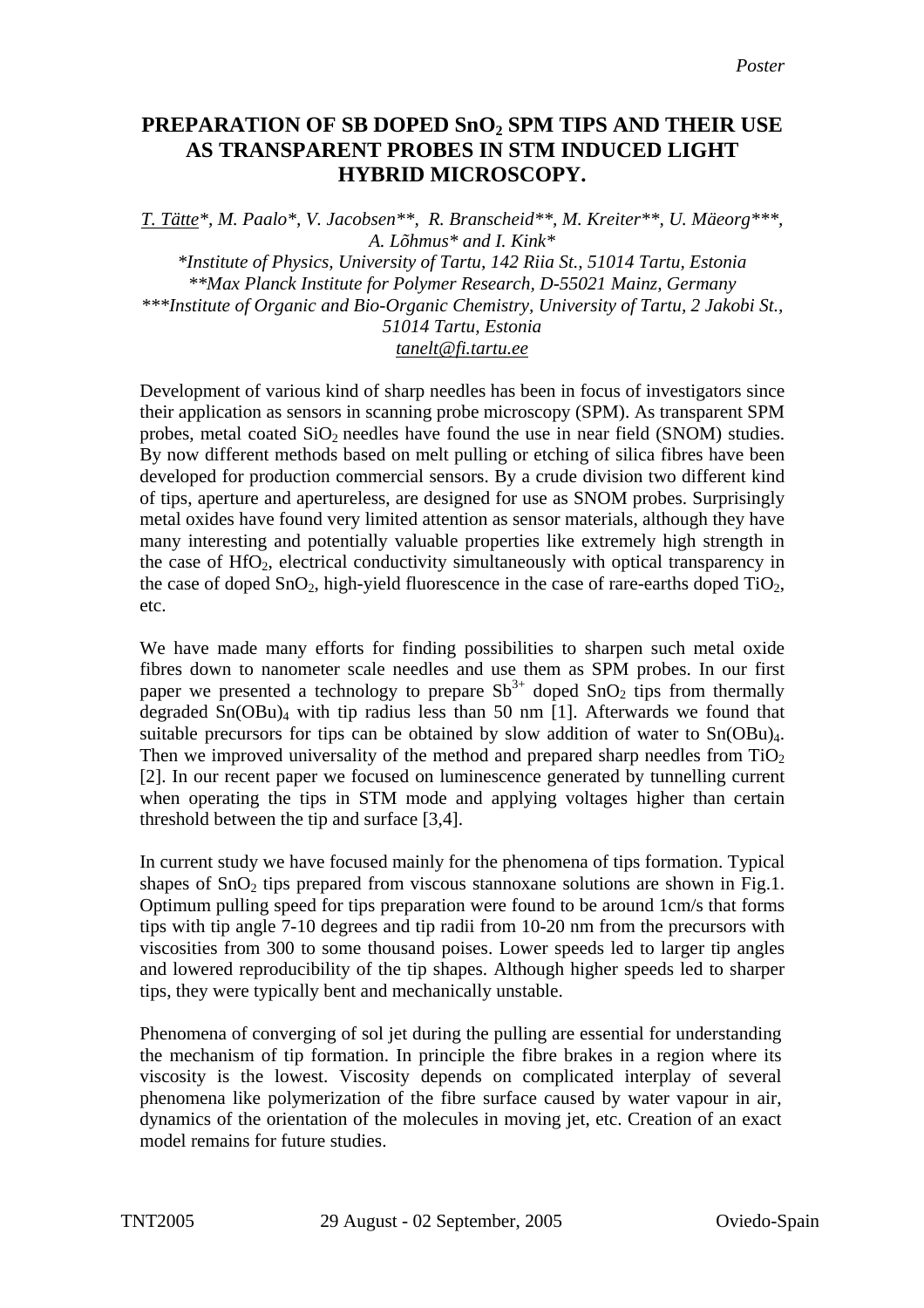*Poster*

# PREPARATION OF SB DOPED $SnO_2$ SPM TIPS AND THEIR USE AS TRANSPARENT PROBES IN STM INDUCED LIGHT HYBRID MICROSCOPY.

*T. Tätte\*, M. Paalo\*, V. Jacobsen\*\*, R. Branscheid\*\*, M. Kreiter\*\*, U. Mäeorg\*\*\*, A. Lõhmus\* and I. Kink\**

*\*Institute of Physics, University of Tartu, 142 Riia St., 51014 Tartu, Estonia*

*\*\*Max Planck Institute for Polymer Research, D-55021 Mainz, Germany*

*\*\*\*Institute of Organic and Bio-Organic Chemistry, University of Tartu, 2 Jakobi St., 51014 Tartu, Estonia*

*tanelt@fi.tartu.ee*

Development of various kind of sharp needles has been in focus of investigators since their application as sensors in scanning probe microscopy (SPM). As transparent SPM probes, metal coated $SiO_2$ needles have found the use in near field (SNOM) studies. By now different methods based on melt pulling or etching of silica fibres have been developed for production commercial sensors. By a crude division two different kind of tips, aperture and apertureless, are designed for use as SNOM probes. Surprisingly metal oxides have found very limited attention as sensor materials, although they have many interesting and potentially valuable properties like extremely high strength in the case of $HfO_2$, electrical conductivity simultaneously with optical transparency in the case of doped $SnO_2$, high-yield fluorescence in the case of rare-earths doped $TiO_2$, etc.

We have made many efforts for finding possibilities to sharpen such metal oxide fibres down to nanometer scale needles and use them as SPM probes. In our first paper we presented a technology to prepare $Sb^{3+}$ doped $SnO_2$ tips from thermally degraded $Sn(OBu)_4$ with tip radius less than 50 nm [1]. Afterwards we found that suitable precursors for tips can be obtained by slow addition of water to $Sn(OBu)_4$. Then we improved universality of the method and prepared sharp needles from $TiO_2$ [2]. In our recent paper we focused on luminescence generated by tunnelling current when operating the tips in STM mode and applying voltages higher than certain threshold between the tip and surface [3,4].

In current study we have focused mainly for the phenomena of tips formation. Typical shapes of $SnO_2$ tips prepared from viscous stannoxane solutions are shown in Fig.1. Optimum pulling speed for tips preparation were found to be around 1cm/s that forms tips with tip angle 7-10 degrees and tip radii from 10-20 nm from the precursors with viscosities from 300 to some thousand poises. Lower speeds led to larger tip angles and lowered reproducibility of the tip shapes. Although higher speeds led to sharper tips, they were typically bent and mechanically unstable.

Phenomena of converging of sol jet during the pulling are essential for understanding the mechanism of tip formation. In principle the fibre brakes in a region where its viscosity is the lowest. Viscosity depends on complicated interplay of several phenomena like polymerization of the fibre surface caused by water vapour in air, dynamics of the orientation of the molecules in moving jet, etc. Creation of an exact model remains for future studies.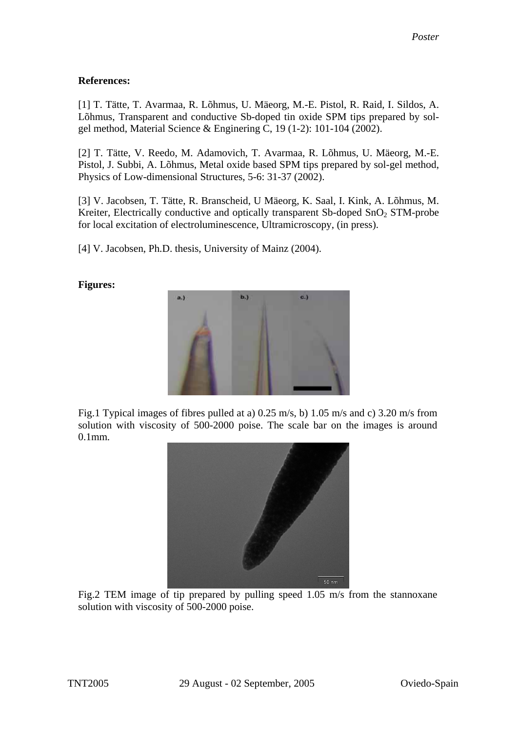**References:**

[1] T. Tätte, T. Avarmaa, R. Lõhmus, U. Mäeorg, M.-E. Pistol, R. Raid, I. Sildos, A. Lõhmus, Transparent and conductive Sb-doped tin oxide SPM tips prepared by sol-gel method, Material Science & Enginering C, 19 (1-2): 101-104 (2002).

[2] T. Tätte, V. Reedo, M. Adamovich, T. Avarmaa, R. Lõhmus, U. Mäeorg, M.-E. Pistol, J. Subbi, A. Lõhmus, Metal oxide based SPM tips prepared by sol-gel method, Physics of Low-dimensional Structures, 5-6: 31-37 (2002).

[3] V. Jacobsen, T. Tätte, R. Branscheid, U Mäeorg, K. Saal, I. Kink, A. Lõhmus, M. Kreiter, Electrically conductive and optically transparent Sb-doped $SnO_2$ STM-probe for local excitation of electroluminescence, Ultramicroscopy, (in press).

[4] V. Jacobsen, Ph.D. thesis, University of Mainz (2004).

**Figures:**

Fig.1 Typical images of fibres pulled at a) 0.25 m/s, b) 1.05 m/s and c) 3.20 m/s from solution with viscosity of 500-2000 poise. The scale bar on the images is around 0.1mm.

Fig.2 TEM image of tip prepared by pulling speed 1.05 m/s from the stannoxane solution with viscosity of 500-2000 poise.